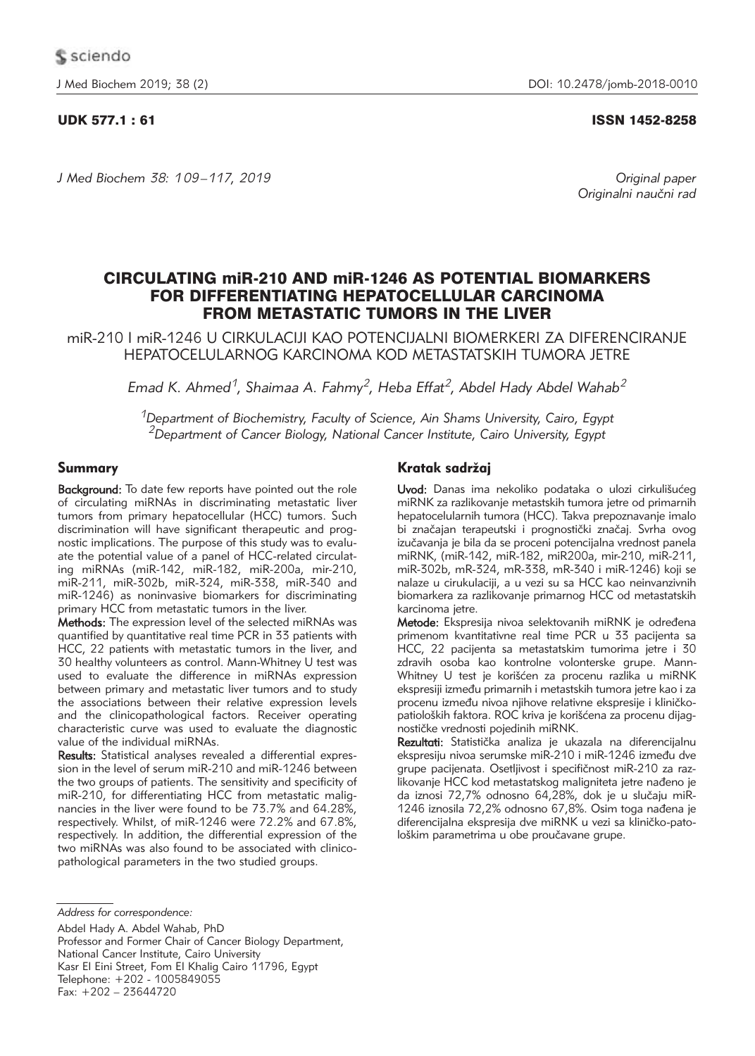UDK 577.1 : 61

ISSN 1452-8258

*Original paper*
*Originalni naučni rad*

# CIRCULATING miR-210 AND miR-1246 AS POTENTIAL BIOMARKERS FOR DIFFERENTIATING HEPATOCELLULAR CARCINOMA FROM METASTATIC TUMORS IN THE LIVER

## miR-210 I miR-1246 U CIRKULACIJI KAO POTENCIJALNI BIOMERKERI ZA DIFERENCIRANJE HEPATOCELULARNOG KARCINOMA KOD METASTATSKIH TUMORA JETRE

*Emad K. Ahmed[1], Shaimaa A. Fahmy[2], Heba Effat[2], Abdel Hady Abdel Wahab[2]*

*[1]Department of Biochemistry, Faculty of Science, Ain Shams University, Cairo, Egypt*
*[2]Department of Cancer Biology, National Cancer Institute, Cairo University, Egypt*

### Summary

**Background:** To date few reports have pointed out the role of circulating miRNAs in discriminating metastatic liver tumors from primary hepatocellular (HCC) tumors. Such discrimination will have significant therapeutic and prognostic implications. The purpose of this study was to evaluate the potential value of a panel of HCC-related circulating miRNAs (miR-142, miR-182, miR-200a, mir-210, miR-211, miR-302b, miR-324, miR-338, miR-340 and miR-1246) as noninvasive biomarkers for discriminating primary HCC from metastatic tumors in the liver.

**Methods:** The expression level of the selected miRNAs was quantified by quantitative real time PCR in 33 patients with HCC, 22 patients with metastatic tumors in the liver, and 30 healthy volunteers as control. Mann-Whitney U test was used to evaluate the difference in miRNAs expression between primary and metastatic liver tumors and to study the associations between their relative expression levels and the clinicopathological factors. Receiver operating characteristic curve was used to evaluate the diagnostic value of the individual miRNAs.

**Results:** Statistical analyses revealed a differential expression in the level of serum miR-210 and miR-1246 between the two groups of patients. The sensitivity and specificity of miR-210, for differentiating HCC from metastatic malignancies in the liver were found to be 73.7% and 64.28%, respectively. Whilst, of miR-1246 were 72.2% and 67.8%, respectively. In addition, the differential expression of the two miRNAs was also found to be associated with clinicopathological parameters in the two studied groups.

### Kratak sadržaj

**Uvod:** Danas ima nekoliko podataka o ulozi cirkulišućeg miRNK za razlikovanje metastskih tumora jetre od primarnih hepatocelularnih tumora (HCC). Takva prepoznavanje imalo bi značajan terapeutski i prognostički značaj. Svrha ovog izučavanja je bila da se proceni potencijalna vrednost panela miRNK, (miR-142, miR-182, miR200a, mir-210, miR-211, miR-302b, mR-324, mR-338, mR-340 i miR-1246) koji se nalaze u cirkulaciji, a u vezi su sa HCC kao neinvanzivnih biomarkera za razlikovanje primarnog HCC od metastatskih karcinoma jetre.

**Metode:** Ekspresija nivoa selektovanih miRNK je određena primenom kvantitativne real time PCR u 33 pacijenta sa HCC, 22 pacijenta sa metastatskim tumorima jetre i 30 zdravih osoba kao kontrolne volontерske grupe. Mann-Whitney U test je korišćen za procenu razlika u miRNK ekspresiji između primarnih i metastskih tumora jetre kao i za procenu između nivoa njihove relativne ekspresije i kliničko-patioloških faktora. ROC kriva je korišćena za procenu dijagnostičke vrednosti pojedinih miRNK.

**Rezultati:** Statistička analiza je ukazala na diferencijalnu ekspresiju nivoa serumske miR-210 i miR-1246 između dve grupe pacijenata. Osetljivost i specifičnost miR-210 za razlikovanje HCC kod metastatskog maligniteta jetre nađeno je da iznosi 72,7% odnosno 64,28%, dok je u slučaju miR-1246 iznosila 72,2% odnosno 67,8%. Osim toga nađena je diferencijalna ekspresija dve miRNK u vezi sa kliničko-patološkim parametrima u obe proučavane grupe.

*Address for correspondence:*

Abdel Hady A. Abdel Wahab, PhD
Professor and Former Chair of Cancer Biology Department,
National Cancer Institute, Cairo University
Kasr El Eini Street, Fom El Khalig Cairo 11796, Egypt
Telephone: +202 - 1005849055
Fax: +202 – 23644720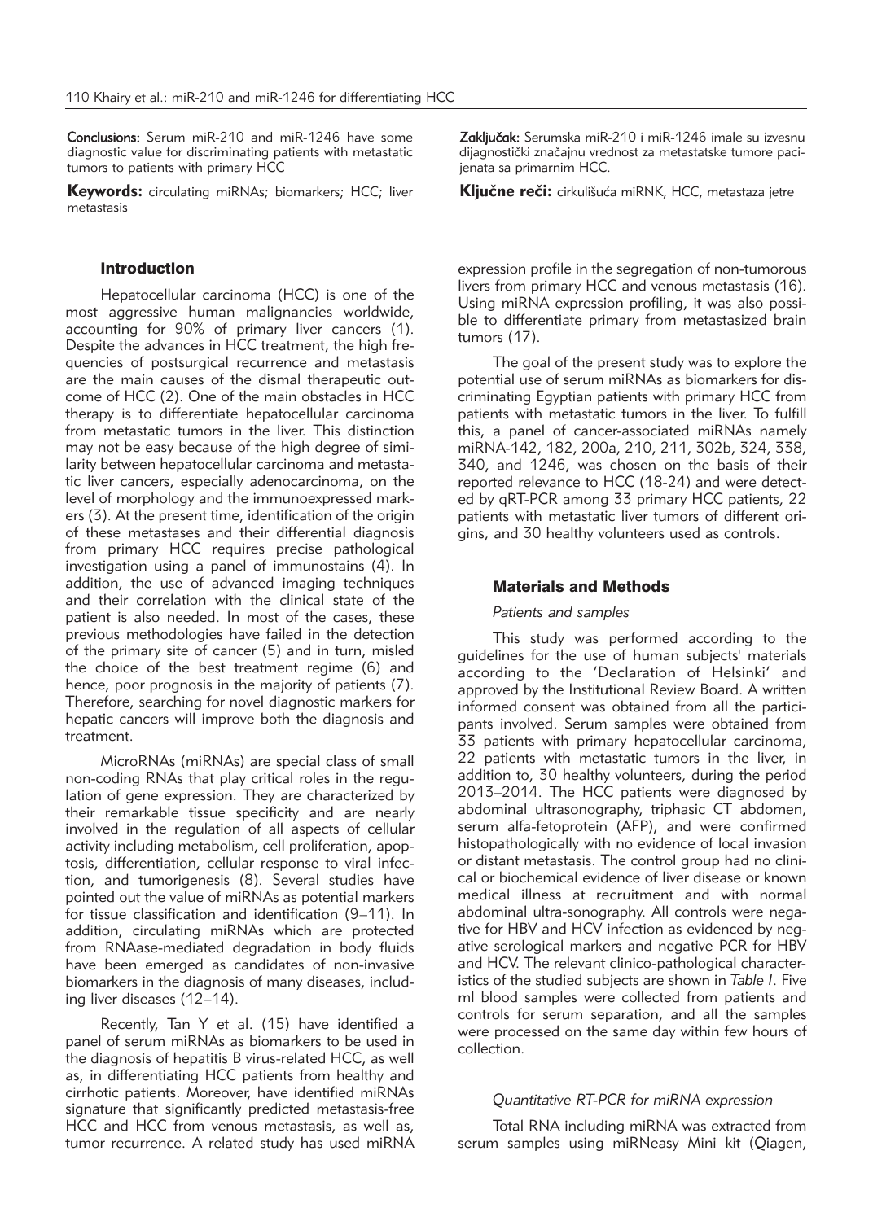**Conclusions:** Serum miR-210 and miR-1246 have some diagnostic value for discriminating patients with metastatic tumors to patients with primary HCC

**Keywords:** circulating miRNAs; biomarkers; HCC; liver metastasis

**Zaključak:** Serumska miR-210 i miR-1246 imale su izvesnu dijagnostički značajnu vrednost za metastatske tumore pacijenata sa primarnim HCC.

**Ključne reči:** cirkulišuća miRNK, HCC, metastaza jetre

## Introduction

Hepatocellular carcinoma (HCC) is one of the most aggressive human malignancies worldwide, accounting for 90% of primary liver cancers (1). Despite the advances in HCC treatment, the high frequencies of postsurgical recurrence and metastasis are the main causes of the dismal therapeutic outcome of HCC (2). One of the main obstacles in HCC therapy is to differentiate hepatocellular carcinoma from metastatic tumors in the liver. This distinction may not be easy because of the high degree of similarity between hepatocellular carcinoma and metastatic liver cancers, especially adenocarcinoma, on the level of morphology and the immunoexpressed markers (3). At the present time, identification of the origin of these metastases and their differential diagnosis from primary HCC requires precise pathological investigation using a panel of immunostains (4). In addition, the use of advanced imaging techniques and their correlation with the clinical state of the patient is also needed. In most of the cases, these previous methodologies have failed in the detection of the primary site of cancer (5) and in turn, misled the choice of the best treatment regime (6) and hence, poor prognosis in the majority of patients (7). Therefore, searching for novel diagnostic markers for hepatic cancers will improve both the diagnosis and treatment.

MicroRNAs (miRNAs) are special class of small non-coding RNAs that play critical roles in the regulation of gene expression. They are characterized by their remarkable tissue specificity and are nearly involved in the regulation of all aspects of cellular activity including metabolism, cell proliferation, apoptosis, differentiation, cellular response to viral infection, and tumorigenesis (8). Several studies have pointed out the value of miRNAs as potential markers for tissue classification and identification (9–11). In addition, circulating miRNAs which are protected from RNAase-mediated degradation in body fluids have been emerged as candidates of non-invasive biomarkers in the diagnosis of many diseases, including liver diseases (12–14).

Recently, Tan Y et al. (15) have identified a panel of serum miRNAs as biomarkers to be used in the diagnosis of hepatitis B virus-related HCC, as well as, in differentiating HCC patients from healthy and cirrhotic patients. Moreover, have identified miRNAs signature that significantly predicted metastasis-free HCC and HCC from venous metastasis, as well as, tumor recurrence. A related study has used miRNA expression profile in the segregation of non-tumorous livers from primary HCC and venous metastasis (16). Using miRNA expression profiling, it was also possible to differentiate primary from metastasized brain tumors (17).

The goal of the present study was to explore the potential use of serum miRNAs as biomarkers for discriminating Egyptian patients with primary HCC from patients with metastatic tumors in the liver. To fulfill this, a panel of cancer-associated miRNAs namely miRNA-142, 182, 200a, 210, 211, 302b, 324, 338, 340, and 1246, was chosen on the basis of their reported relevance to HCC (18-24) and were detected by qRT-PCR among 33 primary HCC patients, 22 patients with metastatic liver tumors of different origins, and 30 healthy volunteers used as controls.

## Materials and Methods

### *Patients and samples*

This study was performed according to the guidelines for the use of human subjects' materials according to the 'Declaration of Helsinki' and approved by the Institutional Review Board. A written informed consent was obtained from all the participants involved. Serum samples were obtained from 33 patients with primary hepatocellular carcinoma, 22 patients with metastatic tumors in the liver, in addition to, 30 healthy volunteers, during the period 2013–2014. The HCC patients were diagnosed by abdominal ultrasonography, triphasic CT abdomen, serum alfa-fetoprotein (AFP), and were confirmed histopathologically with no evidence of local invasion or distant metastasis. The control group had no clinical or biochemical evidence of liver disease or known medical illness at recruitment and with normal abdominal ultra-sonography. All controls were negative for HBV and HCV infection as evidenced by negative serological markers and negative PCR for HBV and HCV. The relevant clinico-pathological characteristics of the studied subjects are shown in *Table I*. Five ml blood samples were collected from patients and controls for serum separation, and all the samples were processed on the same day within few hours of collection.

### *Quantitative RT-PCR for miRNA expression*

Total RNA including miRNA was extracted from serum samples using miRNeasy Mini kit (Qiagen,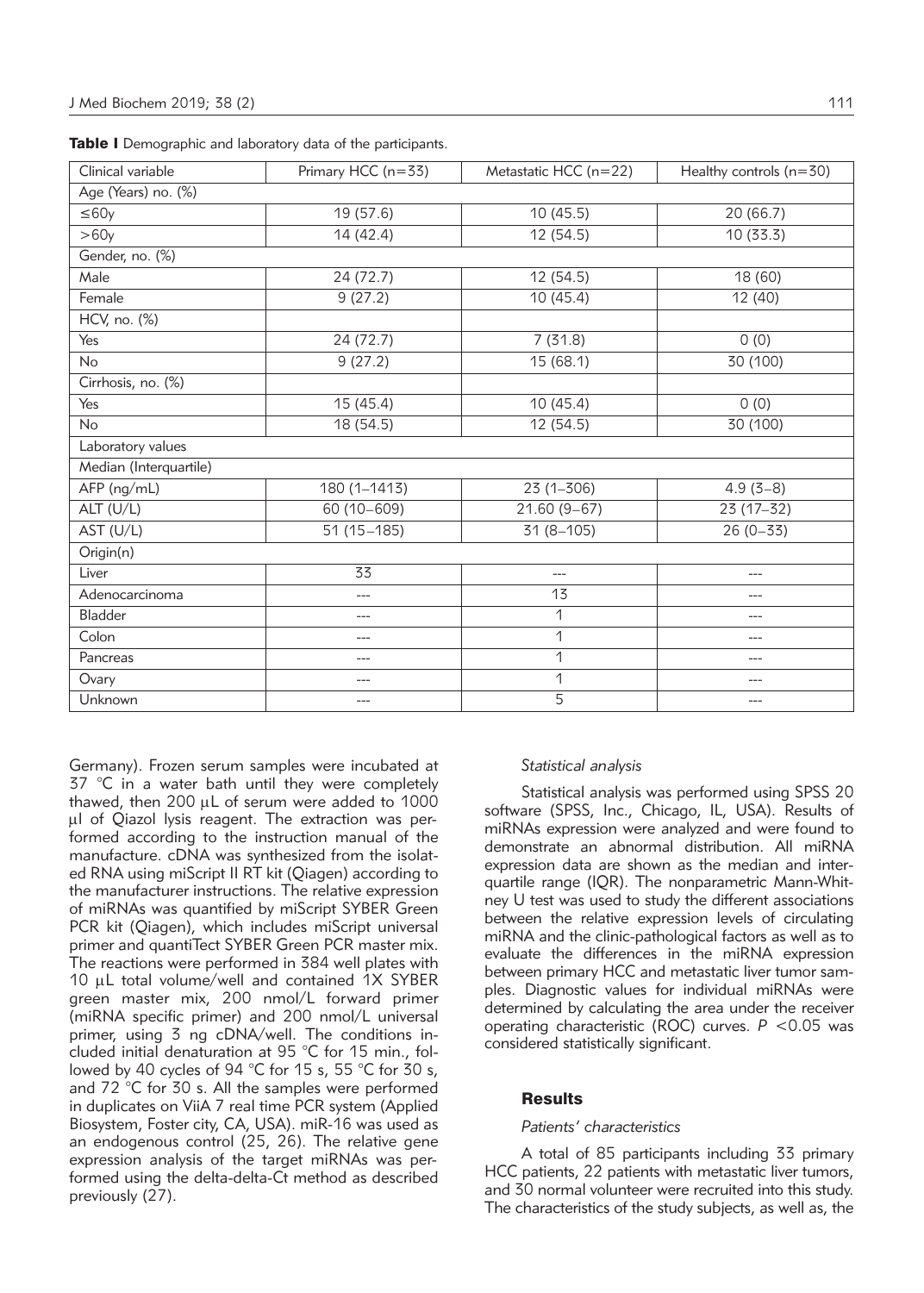**Table I** Demographic and laboratory data of the participants.

| Clinical variable | Primary HCC (n=33) | Metastatic HCC (n=22) | Healthy controls (n=30) |
|---|---|---|---|
| Age (Years) no. (%) | | | |
| ≤60y | 19 (57.6) | 10 (45.5) | 20 (66.7) |
| >60y | 14 (42.4) | 12 (54.5) | 10 (33.3) |
| Gender, no. (%) | | | |
| Male | 24 (72.7) | 12 (54.5) | 18 (60) |
| Female | 9 (27.2) | 10 (45.4) | 12 (40) |
| HCV, no. (%) | | | |
| Yes | 24 (72.7) | 7 (31.8) | 0 (0) |
| No | 9 (27.2) | 15 (68.1) | 30 (100) |
| Cirrhosis, no. (%) | | | |
| Yes | 15 (45.4) | 10 (45.4) | 0 (0) |
| No | 18 (54.5) | 12 (54.5) | 30 (100) |
| Laboratory values | | | |
| Median (Interquartile) | | | |
| AFP (ng/mL) | 180 (1–1413) | 23 (1–306) | 4.9 (3–8) |
| ALT (U/L) | 60 (10–609) | 21.60 (9–67) | 23 (17–32) |
| AST (U/L) | 51 (15–185) | 31 (8–105) | 26 (0–33) |
| Origin(n) | | | |
| Liver | 33 | --- | --- |
| Adenocarcinoma | --- | 13 | --- |
| Bladder | --- | 1 | --- |
| Colon | --- | 1 | --- |
| Pancreas | --- | 1 | --- |
| Ovary | --- | 1 | --- |
| Unknown | --- | 5 | --- |

Germany). Frozen serum samples were incubated at 37 °C in a water bath until they were completely thawed, then 200 μL of serum were added to 1000 μl of Qiazol lysis reagent. The extraction was performed according to the instruction manual of the manufacture. cDNA was synthesized from the isolated RNA using miScript II RT kit (Qiagen) according to the manufacturer instructions. The relative expression of miRNAs was quantified by miScript SYBER Green PCR kit (Qiagen), which includes miScript universal primer and quantiTect SYBER Green PCR master mix. The reactions were performed in 384 well plates with 10 μL total volume/well and contained 1X SYBER green master mix, 200 nmol/L forward primer (miRNA specific primer) and 200 nmol/L universal primer, using 3 ng cDNA/well. The conditions included initial denaturation at 95 °C for 15 min., followed by 40 cycles of 94 °C for 15 s, 55 °C for 30 s, and 72 °C for 30 s. All the samples were performed in duplicates on ViiA 7 real time PCR system (Applied Biosystem, Foster city, CA, USA). miR-16 was used as an endogenous control (25, 26). The relative gene expression analysis of the target miRNAs was performed using the delta-delta-Ct method as described previously (27).

### *Statistical analysis*

Statistical analysis was performed using SPSS 20 software (SPSS, Inc., Chicago, IL, USA). Results of miRNAs expression were analyzed and were found to demonstrate an abnormal distribution. All miRNA expression data are shown as the median and interquartile range (IQR). The nonparametric Mann-Whitney U test was used to study the different associations between the relative expression levels of circulating miRNA and the clinic-pathological factors as well as to evaluate the differences in the miRNA expression between primary HCC and metastatic liver tumor samples. Diagnostic values for individual miRNAs were determined by calculating the area under the receiver operating characteristic (ROC) curves. $P < 0.05$ was considered statistically significant.

## Results

### *Patients' characteristics*

A total of 85 participants including 33 primary HCC patients, 22 patients with metastatic liver tumors, and 30 normal volunteer were recruited into this study. The characteristics of the study subjects, as well as, the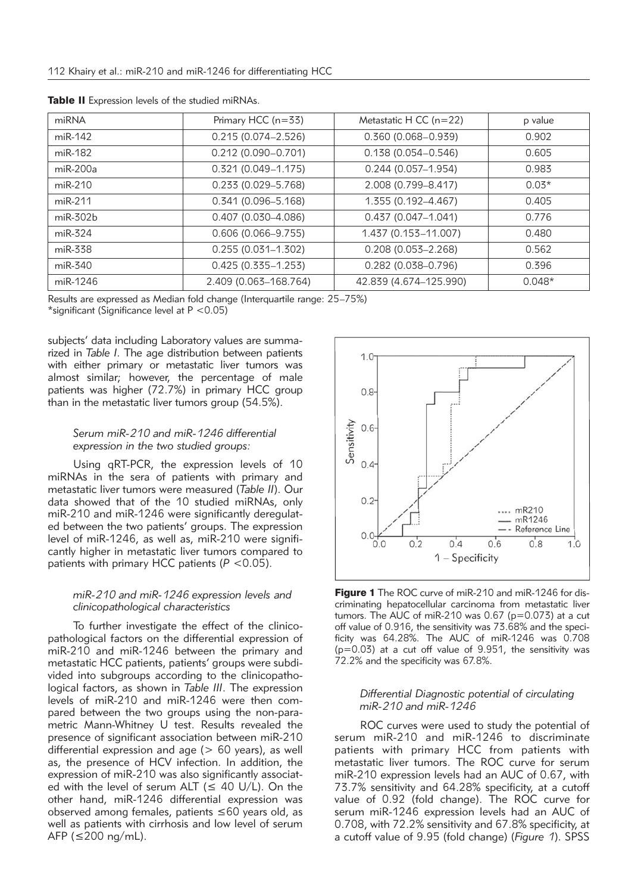**Table II** Expression levels of the studied miRNAs.

| miRNA | Primary HCC (n=33) | Metastatic H CC (n=22) | p value |
|---|---|---|---|
| miR-142 | 0.215 (0.074–2.526) | 0.360 (0.068–0.939) | 0.902 |
| miR-182 | 0.212 (0.090–0.701) | 0.138 (0.054–0.546) | 0.605 |
| miR-200a | 0.321 (0.049–1.175) | 0.244 (0.057–1.954) | 0.983 |
| miR-210 | 0.233 (0.029–5.768) | 2.008 (0.799–8.417) | 0.03* |
| miR-211 | 0.341 (0.096–5.168) | 1.355 (0.192–4.467) | 0.405 |
| miR-302b | 0.407 (0.030–4.086) | 0.437 (0.047–1.041) | 0.776 |
| miR-324 | 0.606 (0.066–9.755) | 1.437 (0.153–11.007) | 0.480 |
| miR-338 | 0.255 (0.031–1.302) | 0.208 (0.053–2.268) | 0.562 |
| miR-340 | 0.425 (0.335–1.253) | 0.282 (0.038–0.796) | 0.396 |
| miR-1246 | 2.409 (0.063–168.764) | 42.839 (4.674–125.990) | 0.048* |

Results are expressed as Median fold change (Interquartile range: 25–75%)
*significant (Significance level at $P < 0.05$)

subjects' data including Laboratory values are summarized in *Table I*. The age distribution between patients with either primary or metastatic liver tumors was almost similar; however, the percentage of male patients was higher (72.7%) in primary HCC group than in the metastatic liver tumors group (54.5%).

### *Serum miR-210 and miR-1246 differential expression in the two studied groups:*

Using qRT-PCR, the expression levels of 10 miRNAs in the sera of patients with primary and metastatic liver tumors were measured (*Table II*). Our data showed that of the 10 studied miRNAs, only miR-210 and miR-1246 were significantly deregulated between the two patients' groups. The expression level of miR-1246, as well as, miR-210 were significantly higher in metastatic liver tumors compared to patients with primary HCC patients ($P < 0.05$).

### *miR-210 and miR-1246 expression levels and clinicopathological characteristics*

To further investigate the effect of the clinicopathological factors on the differential expression of miR-210 and miR-1246 between the primary and metastatic HCC patients, patients' groups were subdivided into subgroups according to the clinicopathological factors, as shown in *Table III*. The expression levels of miR-210 and miR-1246 were then compared between the two groups using the non-parametric Mann-Whitney U test. Results revealed the presence of significant association between miR-210 differential expression and age (> 60 years), as well as, the presence of HCV infection. In addition, the expression of miR-210 was also significantly associated with the level of serum ALT (≤ 40 U/L). On the other hand, miR-1246 differential expression was observed among females, patients ≤60 years old, as well as patients with cirrhosis and low level of serum AFP (≤200 ng/mL).

**Figure 1** The ROC curve of miR-210 and miR-1246 for discriminating hepatocellular carcinoma from metastatic liver tumors. The AUC of miR-210 was 0.67 (p=0.073) at a cut off value of 0.916, the sensitivity was 73.68% and the specificity was 64.28%. The AUC of miR-1246 was 0.708 (p=0.03) at a cut off value of 9.951, the sensitivity was 72.2% and the specificity was 67.8%.

### *Differential Diagnostic potential of circulating miR-210 and miR-1246*

ROC curves were used to study the potential of serum miR-210 and miR-1246 to discriminate patients with primary HCC from patients with metastatic liver tumors. The ROC curve for serum miR-210 expression levels had an AUC of 0.67, with 73.7% sensitivity and 64.28% specificity, at a cutoff value of 0.92 (fold change). The ROC curve for serum miR-1246 expression levels had an AUC of 0.708, with 72.2% sensitivity and 67.8% specificity, at a cutoff value of 9.95 (fold change) (*Figure 1*). SPSS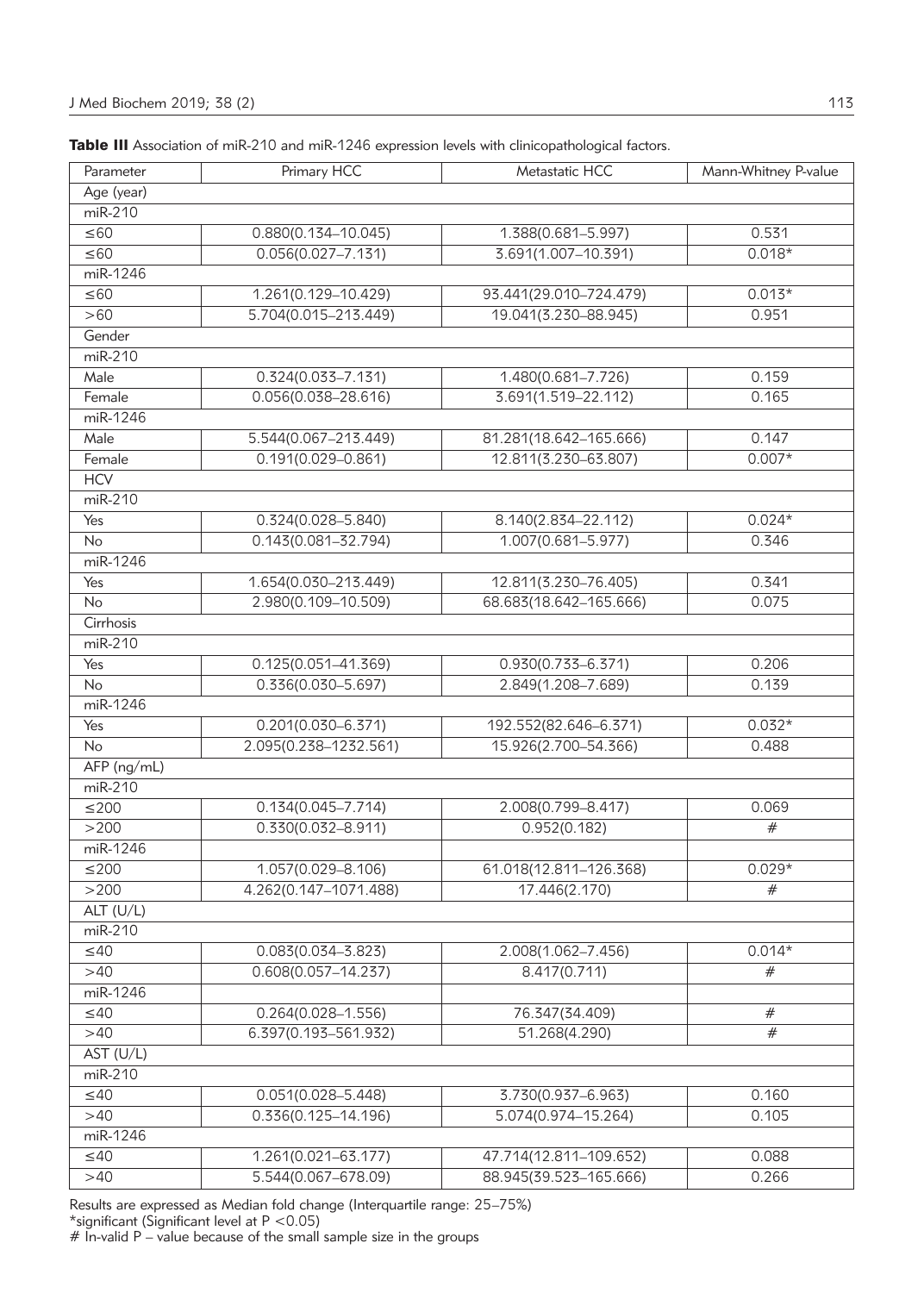**Table III** Association of miR-210 and miR-1246 expression levels with clinicopathological factors.

| Parameter | Primary HCC | Metastatic HCC | Mann-Whitney P-value |
|---|---|---|---|
| Age (year) | | | |
| miR-210 | | | |
| ≤60 | 0.880(0.134–10.045) | 1.388(0.681–5.997) | 0.531 |
| ≤60 | 0.056(0.027–7.131) | 3.691(1.007–10.391) | 0.018* |
| miR-1246 | | | |
| ≤60 | 1.261(0.129–10.429) | 93.441(29.010–724.479) | 0.013* |
| >60 | 5.704(0.015–213.449) | 19.041(3.230–88.945) | 0.951 |
| Gender | | | |
| miR-210 | | | |
| Male | 0.324(0.033–7.131) | 1.480(0.681–7.726) | 0.159 |
| Female | 0.056(0.038–28.616) | 3.691(1.519–22.112) | 0.165 |
| miR-1246 | | | |
| Male | 5.544(0.067–213.449) | 81.281(18.642–165.666) | 0.147 |
| Female | 0.191(0.029–0.861) | 12.811(3.230–63.807) | 0.007* |
| HCV | | | |
| miR-210 | | | |
| Yes | 0.324(0.028–5.840) | 8.140(2.834–22.112) | 0.024* |
| No | 0.143(0.081–32.794) | 1.007(0.681–5.977) | 0.346 |
| miR-1246 | | | |
| Yes | 1.654(0.030–213.449) | 12.811(3.230–76.405) | 0.341 |
| No | 2.980(0.109–10.509) | 68.683(18.642–165.666) | 0.075 |
| Cirrhosis | | | |
| miR-210 | | | |
| Yes | 0.125(0.051–41.369) | 0.930(0.733–6.371) | 0.206 |
| No | 0.336(0.030–5.697) | 2.849(1.208–7.689) | 0.139 |
| miR-1246 | | | |
| Yes | 0.201(0.030–6.371) | 192.552(82.646–6.371) | 0.032* |
| No | 2.095(0.238–1232.561) | 15.926(2.700–54.366) | 0.488 |
| AFP (ng/mL) | | | |
| miR-210 | | | |
| ≤200 | 0.134(0.045–7.714) | 2.008(0.799–8.417) | 0.069 |
| >200 | 0.330(0.032–8.911) | 0.952(0.182) | # |
| miR-1246 | | | |
| ≤200 | 1.057(0.029–8.106) | 61.018(12.811–126.368) | 0.029* |
| >200 | 4.262(0.147–1071.488) | 17.446(2.170) | # |
| ALT (U/L) | | | |
| miR-210 | | | |
| ≤40 | 0.083(0.034–3.823) | 2.008(1.062–7.456) | 0.014* |
| >40 | 0.608(0.057–14.237) | 8.417(0.711) | # |
| miR-1246 | | | |
| ≤40 | 0.264(0.028–1.556) | 76.347(34.409) | # |
| >40 | 6.397(0.193–561.932) | 51.268(4.290) | # |
| AST (U/L) | | | |
| miR-210 | | | |
| ≤40 | 0.051(0.028–5.448) | 3.730(0.937–6.963) | 0.160 |
| >40 | 0.336(0.125–14.196) | 5.074(0.974–15.264) | 0.105 |
| miR-1246 | | | |
| ≤40 | 1.261(0.021–63.177) | 47.714(12.811–109.652) | 0.088 |
| >40 | 5.544(0.067–678.09) | 88.945(39.523–165.666) | 0.266 |

Results are expressed as Median fold change (Interquartile range: 25–75%)

*significant (Significant level at $P < 0.05$)

# In-valid P – value because of the small sample size in the groups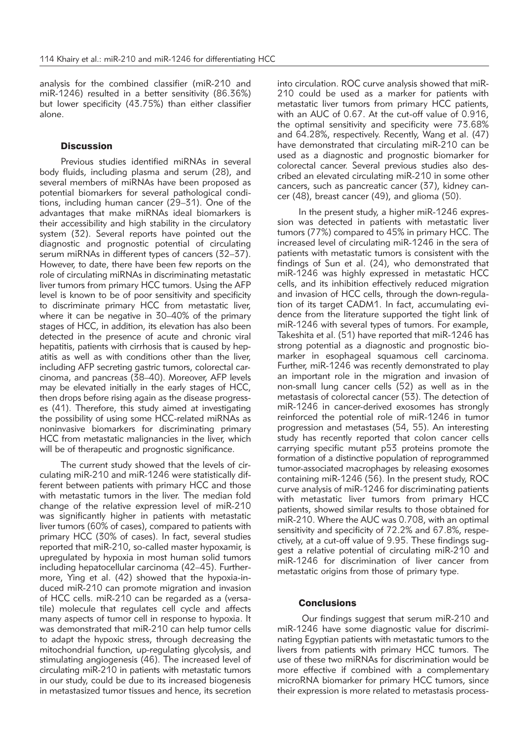analysis for the combined classifier (miR-210 and miR-1246) resulted in a better sensitivity (86.36%) but lower specificity (43.75%) than either classifier alone.

## Discussion

Previous studies identified miRNAs in several body fluids, including plasma and serum (28), and several members of miRNAs have been proposed as potential biomarkers for several pathological conditions, including human cancer (29–31). One of the advantages that make miRNAs ideal biomarkers is their accessibility and high stability in the circulatory system (32). Several reports have pointed out the diagnostic and prognostic potential of circulating serum miRNAs in different types of cancers (32–37). However, to date, there have been few reports on the role of circulating miRNAs in discriminating metastatic liver tumors from primary HCC tumors. Using the AFP level is known to be of poor sensitivity and specificity to discriminate primary HCC from metastatic liver, where it can be negative in 30–40% of the primary stages of HCC, in addition, its elevation has also been detected in the presence of acute and chronic viral hepatitis, patients with cirrhosis that is caused by hepatitis as well as with conditions other than the liver, including AFP secreting gastric tumors, colorectal carcinoma, and pancreas (38–40). Moreover, AFP levels may be elevated initially in the early stages of HCC, then drops before rising again as the disease progresses (41). Therefore, this study aimed at investigating the possibility of using some HCC-related miRNAs as noninvasive biomarkers for discriminating primary HCC from metastatic malignancies in the liver, which will be of therapeutic and prognostic significance.

The current study showed that the levels of circulating miR-210 and miR-1246 were statistically different between patients with primary HCC and those with metastatic tumors in the liver. The median fold change of the relative expression level of miR-210 was significantly higher in patients with metastatic liver tumors (60% of cases), compared to patients with primary HCC (30% of cases). In fact, several studies reported that miR-210, so-called master hypoxamir, is upregulated by hypoxia in most human solid tumors including hepatocellular carcinoma (42–45). Furthermore, Ying et al. (42) showed that the hypoxia-induced miR-210 can promote migration and invasion of HCC cells. miR-210 can be regarded as a (versatile) molecule that regulates cell cycle and affects many aspects of tumor cell in response to hypoxia. It was demonstrated that miR-210 can help tumor cells to adapt the hypoxic stress, through decreasing the mitochondrial function, up-regulating glycolysis, and stimulating angiogenesis (46). The increased level of circulating miR-210 in patients with metastatic tumors in our study, could be due to its increased biogenesis in metastasized tumor tissues and hence, its secretion into circulation. ROC curve analysis showed that miR-210 could be used as a marker for patients with metastatic liver tumors from primary HCC patients, with an AUC of 0.67. At the cut-off value of 0.916, the optimal sensitivity and specificity were 73.68% and 64.28%, respectively. Recently, Wang et al. (47) have demonstrated that circulating miR-210 can be used as a diagnostic and prognostic biomarker for colorectal cancer. Several previous studies also described an elevated circulating miR-210 in some other cancers, such as pancreatic cancer (37), kidney cancer (48), breast cancer (49), and glioma (50).

In the present study, a higher miR-1246 expression was detected in patients with metastatic liver tumors (77%) compared to 45% in primary HCC. The increased level of circulating miR-1246 in the sera of patients with metastatic tumors is consistent with the findings of Sun et al. (24), who demonstrated that miR-1246 was highly expressed in metastatic HCC cells, and its inhibition effectively reduced migration and invasion of HCC cells, through the down-regulation of its target CADM1. In fact, accumulating evidence from the literature supported the tight link of miR-1246 with several types of tumors. For example, Takeshita et al. (51) have reported that miR-1246 has strong potential as a diagnostic and prognostic biomarker in esophageal squamous cell carcinoma. Further, miR-1246 was recently demonstrated to play an important role in the migration and invasion of non-small lung cancer cells (52) as well as in the metastasis of colorectal cancer (53). The detection of miR-1246 in cancer-derived exosomes has strongly reinforced the potential role of miR-1246 in tumor progression and metastases (54, 55). An interesting study has recently reported that colon cancer cells carrying specific mutant p53 proteins promote the formation of a distinctive population of reprogrammed tumor-associated macrophages by releasing exosomes containing miR-1246 (56). In the present study, ROC curve analysis of miR-1246 for discriminating patients with metastatic liver tumors from primary HCC patients, showed similar results to those obtained for miR-210. Where the AUC was 0.708, with an optimal sensitivity and specificity of 72.2% and 67.8%, respectively, at a cut-off value of 9.95. These findings suggest a relative potential of circulating miR-210 and miR-1246 for discrimination of liver cancer from metastatic origins from those of primary type.

## Conclusions

Our findings suggest that serum miR-210 and miR-1246 have some diagnostic value for discriminating Egyptian patients with metastatic tumors to the livers from patients with primary HCC tumors. The use of these two miRNAs for discrimination would be more effective if combined with a complementary microRNA biomarker for primary HCC tumors, since their expression is more related to metastasis process-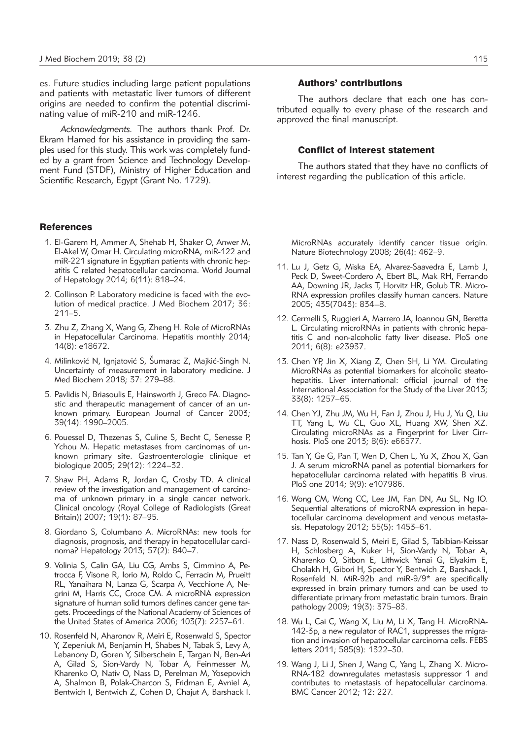es. Future studies including large patient populations and patients with metastatic liver tumors of different origins are needed to confirm the potential discriminating value of miR-210 and miR-1246.

*Acknowledgments.* The authors thank Prof. Dr. Ekram Hamed for his assistance in providing the samples used for this study. This work was completely funded by a grant from Science and Technology Development Fund (STDF), Ministry of Higher Education and Scientific Research, Egypt (Grant No. 1729).

### Authors' contributions

The authors declare that each one has contributed equally to every phase of the research and approved the final manuscript.

### Conflict of interest statement

The authors stated that they have no conflicts of interest regarding the publication of this article.

## References

1. El-Garem H, Ammer A, Shehab H, Shaker O, Anwer M, El-Akel W, Omar H. Circulating microRNA, miR-122 and miR-221 signature in Egyptian patients with chronic hepatitis C related hepatocellular carcinoma. World Journal of Hepatology 2014; 6(11): 818–24.
2. Collinson P. Laboratory medicine is faced with the evolution of medical practice. J Med Biochem 2017; 36: 211–5.
3. Zhu Z, Zhang X, Wang G, Zheng H. Role of MicroRNAs in Hepatocellular Carcinoma. Hepatitis monthly 2014; 14(8): e18672.
4. Milinković N, Ignjatović S, Šumarac Z, Majkić-Singh N. Uncertainty of measurement in laboratory medicine. J Med Biochem 2018; 37: 279–88.
5. Pavlidis N, Briasoulis E, Hainsworth J, Greco FA. Diagnostic and therapeutic management of cancer of an unknown primary. European Journal of Cancer 2003; 39(14): 1990–2005.
6. Pouessel D, Thezenas S, Culine S, Becht C, Senesse P, Ychou M. Hepatic metastases from carcinomas of unknown primary site. Gastroenterologie clinique et biologique 2005; 29(12): 1224–32.
7. Shaw PH, Adams R, Jordan C, Crosby TD. A clinical review of the investigation and management of carcinoma of unknown primary in a single cancer network. Clinical oncology (Royal College of Radiologists (Great Britain)) 2007; 19(1): 87–95.
8. Giordano S, Columbano A. MicroRNAs: new tools for diagnosis, prognosis, and therapy in hepatocellular carcinoma? Hepatology 2013; 57(2): 840–7.
9. Volinia S, Calin GA, Liu CG, Ambs S, Cimmino A, Petrocca F, Visone R, Iorio M, Roldo C, Ferracin M, Prueitt RL, Yanaihara N, Lanza G, Scarpa A, Vecchione A, Negrini M, Harris CC, Croce CM. A microRNA expression signature of human solid tumors defines cancer gene targets. Proceedings of the National Academy of Sciences of the United States of America 2006; 103(7): 2257–61.
10. Rosenfeld N, Aharonov R, Meiri E, Rosenwald S, Spector Y, Zepeniuk M, Benjamin H, Shabes N, Tabak S, Levy A, Lebanony D, Goren Y, Silberschein E, Targan N, Ben-Ari A, Gilad S, Sion-Vardy N, Tobar A, Feinmesser M, Kharenko O, Nativ O, Nass D, Perelman M, Yosepovich A, Shalmon B, Polak-Charcon S, Fridman E, Avniel A, Bentwich I, Bentwich Z, Cohen D, Chajut A, Barshack I. MicroRNAs accurately identify cancer tissue origin. Nature Biotechnology 2008; 26(4): 462–9.
11. Lu J, Getz G, Miska EA, Alvarez-Saavedra E, Lamb J, Peck D, Sweet-Cordero A, Ebert BL, Mak RH, Ferrando AA, Downing JR, Jacks T, Horvitz HR, Golub TR. MicroRNA expression profiles classify human cancers. Nature 2005; 435(7043): 834–8.
12. Cermelli S, Ruggieri A, Marrero JA, Ioannou GN, Beretta L. Circulating microRNAs in patients with chronic hepatitis C and non-alcoholic fatty liver disease. PloS one 2011; 6(8): e23937.
13. Chen YP, Jin X, Xiang Z, Chen SH, Li YM. Circulating MicroRNAs as potential biomarkers for alcoholic steatohepatitis. Liver international: official journal of the International Association for the Study of the Liver 2013; 33(8): 1257–65.
14. Chen YJ, Zhu JM, Wu H, Fan J, Zhou J, Hu J, Yu Q, Liu TT, Yang L, Wu CL, Guo XL, Huang XW, Shen XZ. Circulating microRNAs as a Fingerprint for Liver Cirrhosis. PloS one 2013; 8(6): e66577.
15. Tan Y, Ge G, Pan T, Wen D, Chen L, Yu X, Zhou X, Gan J. A serum microRNA panel as potential biomarkers for hepatocellular carcinoma related with hepatitis B virus. PloS one 2014; 9(9): e107986.
16. Wong CM, Wong CC, Lee JM, Fan DN, Au SL, Ng IO. Sequential alterations of microRNA expression in hepatocellular carcinoma development and venous metastasis. Hepatology 2012; 55(5): 1453–61.
17. Nass D, Rosenwald S, Meiri E, Gilad S, Tabibian-Keissar H, Schlosberg A, Kuker H, Sion-Vardy N, Tobar A, Kharenko O, Sitbon E, Lithwick Yanai G, Elyakim E, Cholakh H, Gibori H, Spector Y, Bentwich Z, Barshack I, Rosenfeld N. MiR-92b and miR-9/9* are specifically expressed in brain primary tumors and can be used to differentiate primary from metastatic brain tumors. Brain pathology 2009; 19(3): 375–83.
18. Wu L, Cai C, Wang X, Liu M, Li X, Tang H. MicroRNA-142-3p, a new regulator of RAC1, suppresses the migration and invasion of hepatocellular carcinoma cells. FEBS letters 2011; 585(9): 1322–30.
19. Wang J, Li J, Shen J, Wang C, Yang L, Zhang X. MicroRNA-182 downregulates metastasis suppressor 1 and contributes to metastasis of hepatocellular carcinoma. BMC Cancer 2012; 12: 227.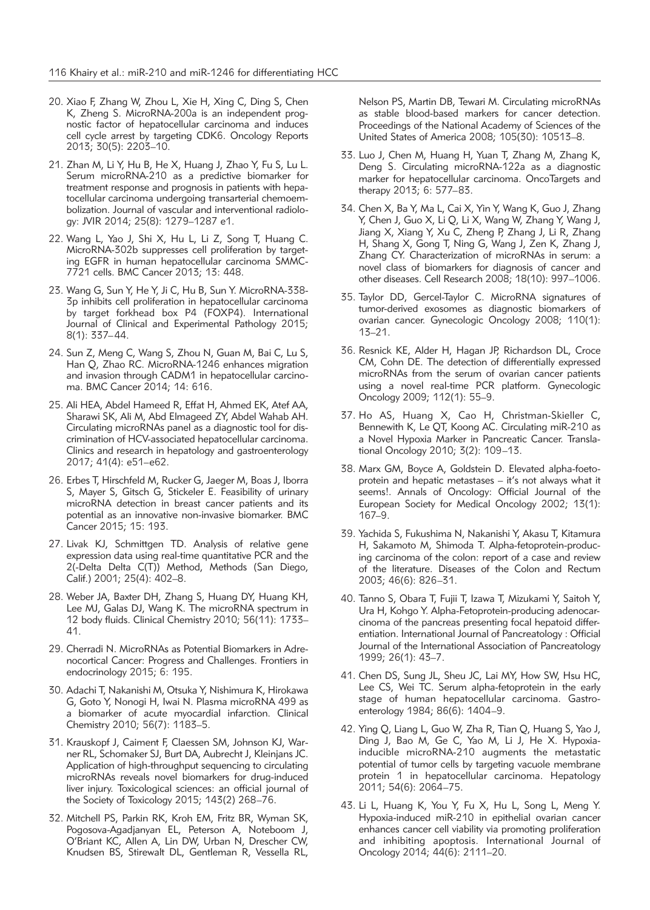20. Xiao F, Zhang W, Zhou L, Xie H, Xing C, Ding S, Chen K, Zheng S. MicroRNA-200a is an independent prognostic factor of hepatocellular carcinoma and induces cell cycle arrest by targeting CDK6. Oncology Reports 2013; 30(5): 2203–10.

21. Zhan M, Li Y, Hu B, He X, Huang J, Zhao Y, Fu S, Lu L. Serum microRNA-210 as a predictive biomarker for treatment response and prognosis in patients with hepatocellular carcinoma undergoing transarterial chemoembolization. Journal of vascular and interventional radiology: JVIR 2014; 25(8): 1279–1287 e1.

22. Wang L, Yao J, Shi X, Hu L, Li Z, Song T, Huang C. MicroRNA-302b suppresses cell proliferation by targeting EGFR in human hepatocellular carcinoma SMMC-7721 cells. BMC Cancer 2013; 13: 448.

23. Wang G, Sun Y, He Y, Ji C, Hu B, Sun Y. MicroRNA-338-3p inhibits cell proliferation in hepatocellular carcinoma by target forkhead box P4 (FOXP4). International Journal of Clinical and Experimental Pathology 2015; 8(1): 337–44.

24. Sun Z, Meng C, Wang S, Zhou N, Guan M, Bai C, Lu S, Han Q, Zhao RC. MicroRNA-1246 enhances migration and invasion through CADM1 in hepatocellular carcinoma. BMC Cancer 2014; 14: 616.

25. Ali HEA, Abdel Hameed R, Effat H, Ahmed EK, Atef AA, Sharawi SK, Ali M, Abd Elmageed ZY, Abdel Wahab AH. Circulating microRNAs panel as a diagnostic tool for discrimination of HCV-associated hepatocellular carcinoma. Clinics and research in hepatology and gastroenterology 2017; 41(4): e51–e62.

26. Erbes T, Hirschfeld M, Rucker G, Jaeger M, Boas J, Iborra S, Mayer S, Gitsch G, Stickeler E. Feasibility of urinary microRNA detection in breast cancer patients and its potential as an innovative non-invasive biomarker. BMC Cancer 2015; 15: 193.

27. Livak KJ, Schmittgen TD. Analysis of relative gene expression data using real-time quantitative PCR and the 2(-Delta Delta C(T)) Method, Methods (San Diego, Calif.) 2001; 25(4): 402–8.

28. Weber JA, Baxter DH, Zhang S, Huang DY, Huang KH, Lee MJ, Galas DJ, Wang K. The microRNA spectrum in 12 body fluids. Clinical Chemistry 2010; 56(11): 1733–41.

29. Cherradi N. MicroRNAs as Potential Biomarkers in Adrenocortical Cancer: Progress and Challenges. Frontiers in endocrinology 2015; 6: 195.

30. Adachi T, Nakanishi M, Otsuka Y, Nishimura K, Hirokawa G, Goto Y, Nonogi H, Iwai N. Plasma microRNA 499 as a biomarker of acute myocardial infarction. Clinical Chemistry 2010; 56(7): 1183–5.

31. Krauskopf J, Caiment F, Claessen SM, Johnson KJ, Warner RL, Schomaker SJ, Burt DA, Aubrecht J, Kleinjans JC. Application of high-throughput sequencing to circulating microRNAs reveals novel biomarkers for drug-induced liver injury. Toxicological sciences: an official journal of the Society of Toxicology 2015; 143(2) 268–76.

32. Mitchell PS, Parkin RK, Kroh EM, Fritz BR, Wyman SK, Pogosova-Agadjanyan EL, Peterson A, Noteboom J, O'Briant KC, Allen A, Lin DW, Urban N, Drescher CW, Knudsen BS, Stirewalt DL, Gentleman R, Vessella RL, Nelson PS, Martin DB, Tewari M. Circulating microRNAs as stable blood-based markers for cancer detection. Proceedings of the National Academy of Sciences of the United States of America 2008; 105(30): 10513–8.

33. Luo J, Chen M, Huang H, Yuan T, Zhang M, Zhang K, Deng S. Circulating microRNA-122a as a diagnostic marker for hepatocellular carcinoma. OncoTargets and therapy 2013; 6: 577–83.

34. Chen X, Ba Y, Ma L, Cai X, Yin Y, Wang K, Guo J, Zhang Y, Chen J, Guo X, Li Q, Li X, Wang W, Zhang Y, Wang J, Jiang X, Xiang Y, Xu C, Zheng P, Zhang J, Li R, Zhang H, Shang X, Gong T, Ning G, Wang J, Zen K, Zhang J, Zhang CY. Characterization of microRNAs in serum: a novel class of biomarkers for diagnosis of cancer and other diseases. Cell Research 2008; 18(10): 997–1006.

35. Taylor DD, Gercel-Taylor C. MicroRNA signatures of tumor-derived exosomes as diagnostic biomarkers of ovarian cancer. Gynecologic Oncology 2008; 110(1): 13–21.

36. Resnick KE, Alder H, Hagan JP, Richardson DL, Croce CM, Cohn DE. The detection of differentially expressed microRNAs from the serum of ovarian cancer patients using a novel real-time PCR platform. Gynecologic Oncology 2009; 112(1): 55–9.

37. Ho AS, Huang X, Cao H, Christman-Skieller C, Bennewith K, Le QT, Koong AC. Circulating miR-210 as a Novel Hypoxia Marker in Pancreatic Cancer. Translational Oncology 2010; 3(2): 109–13.

38. Marx GM, Boyce A, Goldstein D. Elevated alpha-foetoprotein and hepatic metastases – it's not always what it seems!. Annals of Oncology: Official Journal of the European Society for Medical Oncology 2002; 13(1): 167–9.

39. Yachida S, Fukushima N, Nakanishi Y, Akasu T, Kitamura H, Sakamoto M, Shimoda T. Alpha-fetoprotein-producing carcinoma of the colon: report of a case and review of the literature. Diseases of the Colon and Rectum 2003; 46(6): 826–31.

40. Tanno S, Obara T, Fujii T, Izawa T, Mizukami Y, Saitoh Y, Ura H, Kohgo Y. Alpha-Fetoprotein-producing adenocarcinoma of the pancreas presenting focal hepatoid differentiation. International Journal of Pancreatology : Official Journal of the International Association of Pancreatology 1999; 26(1): 43–7.

41. Chen DS, Sung JL, Sheu JC, Lai MY, How SW, Hsu HC, Lee CS, Wei TC. Serum alpha-fetoprotein in the early stage of human hepatocellular carcinoma. Gastroenterology 1984; 86(6): 1404–9.

42. Ying Q, Liang L, Guo W, Zha R, Tian Q, Huang S, Yao J, Ding J, Bao M, Ge C, Yao M, Li J, He X. Hypoxia-inducible microRNA-210 augments the metastatic potential of tumor cells by targeting vacuole membrane protein 1 in hepatocellular carcinoma. Hepatology 2011; 54(6): 2064–75.

43. Li L, Huang K, You Y, Fu X, Hu L, Song L, Meng Y. Hypoxia-induced miR-210 in epithelial ovarian cancer enhances cancer cell viability via promoting proliferation and inhibiting apoptosis. International Journal of Oncology 2014; 44(6): 2111–20.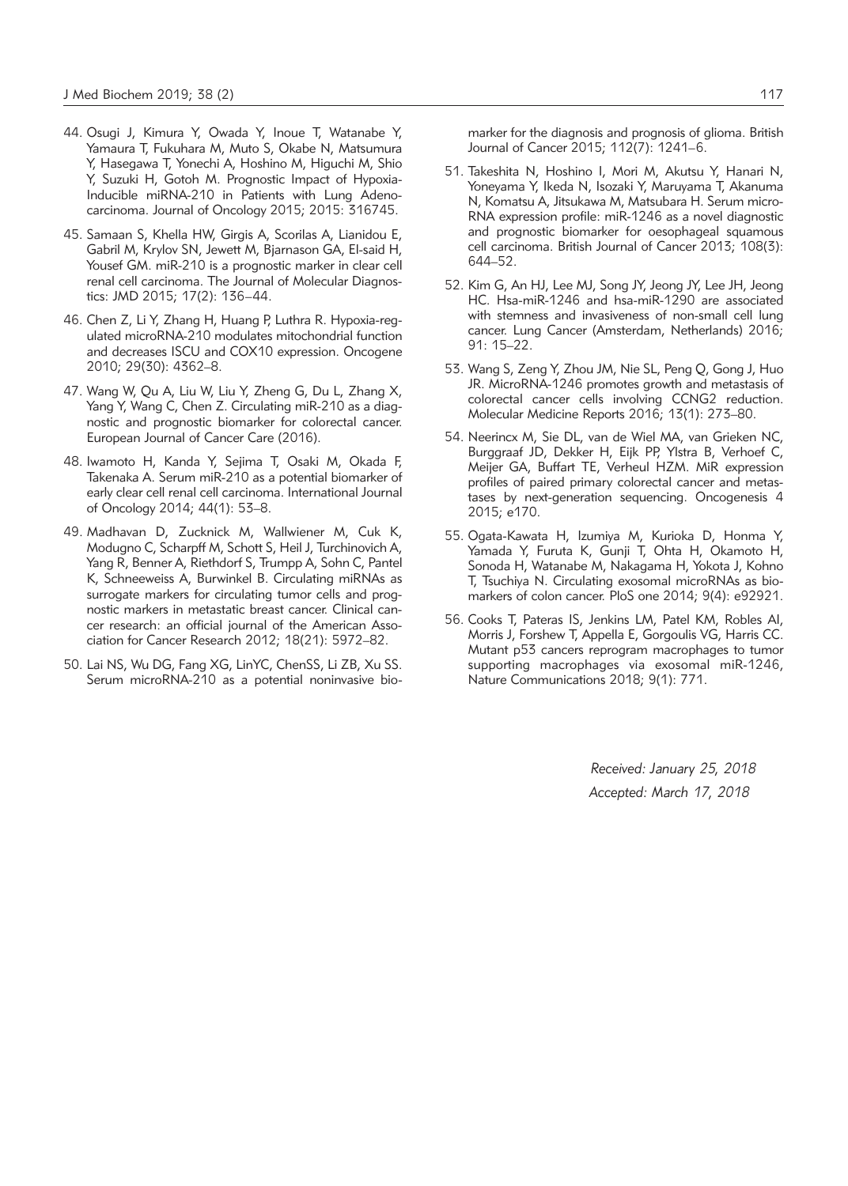44. Osugi J, Kimura Y, Owada Y, Inoue T, Watanabe Y, Yamaura T, Fukuhara M, Muto S, Okabe N, Matsumura Y, Hasegawa T, Yonechi A, Hoshino M, Higuchi M, Shio Y, Suzuki H, Gotoh M. Prognostic Impact of Hypoxia-Inducible miRNA-210 in Patients with Lung Adenocarcinoma. Journal of Oncology 2015; 2015: 316745.

45. Samaan S, Khella HW, Girgis A, Scorilas A, Lianidou E, Gabril M, Krylov SN, Jewett M, Bjarnason GA, El-said H, Yousef GM. miR-210 is a prognostic marker in clear cell renal cell carcinoma. The Journal of Molecular Diagnostics: JMD 2015; 17(2): 136–44.

46. Chen Z, Li Y, Zhang H, Huang P, Luthra R. Hypoxia-regulated microRNA-210 modulates mitochondrial function and decreases ISCU and COX10 expression. Oncogene 2010; 29(30): 4362–8.

47. Wang W, Qu A, Liu W, Liu Y, Zheng G, Du L, Zhang X, Yang Y, Wang C, Chen Z. Circulating miR-210 as a diagnostic and prognostic biomarker for colorectal cancer. European Journal of Cancer Care (2016).

48. Iwamoto H, Kanda Y, Sejima T, Osaki M, Okada F, Takenaka A. Serum miR-210 as a potential biomarker of early clear cell renal cell carcinoma. International Journal of Oncology 2014; 44(1): 53–8.

49. Madhavan D, Zucknick M, Wallwiener M, Cuk K, Modugno C, Scharpff M, Schott S, Heil J, Turchinovich A, Yang R, Benner A, Riethdorf S, Trumpp A, Sohn C, Pantel K, Schneeweiss A, Burwinkel B. Circulating miRNAs as surrogate markers for circulating tumor cells and prognostic markers in metastatic breast cancer. Clinical cancer research: an official journal of the American Association for Cancer Research 2012; 18(21): 5972–82.

50. Lai NS, Wu DG, Fang XG, LinYC, ChenSS, Li ZB, Xu SS. Serum microRNA-210 as a potential noninvasive biomarker for the diagnosis and prognosis of glioma. British Journal of Cancer 2015; 112(7): 1241–6.

51. Takeshita N, Hoshino I, Mori M, Akutsu Y, Hanari N, Yoneyama Y, Ikeda N, Isozaki Y, Maruyama T, Akanuma N, Komatsu A, Jitsukawa M, Matsubara H. Serum microRNA expression profile: miR-1246 as a novel diagnostic and prognostic biomarker for oesophageal squamous cell carcinoma. British Journal of Cancer 2013; 108(3): 644–52.

52. Kim G, An HJ, Lee MJ, Song JY, Jeong JY, Lee JH, Jeong HC. Hsa-miR-1246 and hsa-miR-1290 are associated with stemness and invasiveness of non-small cell lung cancer. Lung Cancer (Amsterdam, Netherlands) 2016; 91: 15–22.

53. Wang S, Zeng Y, Zhou JM, Nie SL, Peng Q, Gong J, Huo JR. MicroRNA-1246 promotes growth and metastasis of colorectal cancer cells involving CCNG2 reduction. Molecular Medicine Reports 2016; 13(1): 273–80.

54. Neerincx M, Sie DL, van de Wiel MA, van Grieken NC, Burggraaf JD, Dekker H, Eijk PP, Ylstra B, Verhoef C, Meijer GA, Buffart TE, Verheul HZM. MiR expression profiles of paired primary colorectal cancer and metastases by next-generation sequencing. Oncogenesis 4 2015; e170.

55. Ogata-Kawata H, Izumiya M, Kurioka D, Honma Y, Yamada Y, Furuta K, Gunji T, Ohta H, Okamoto H, Sonoda H, Watanabe M, Nakagama H, Yokota J, Kohno T, Tsuchiya N. Circulating exosomal microRNAs as biomarkers of colon cancer. PloS one 2014; 9(4): e92921.

56. Cooks T, Pateras IS, Jenkins LM, Patel KM, Robles AI, Morris J, Forshew T, Appella E, Gorgoulis VG, Harris CC. Mutant p53 cancers reprogram macrophages to tumor supporting macrophages via exosomal miR-1246, Nature Communications 2018; 9(1): 771.

*Received: January 25, 2018*
*Accepted: March 17, 2018*